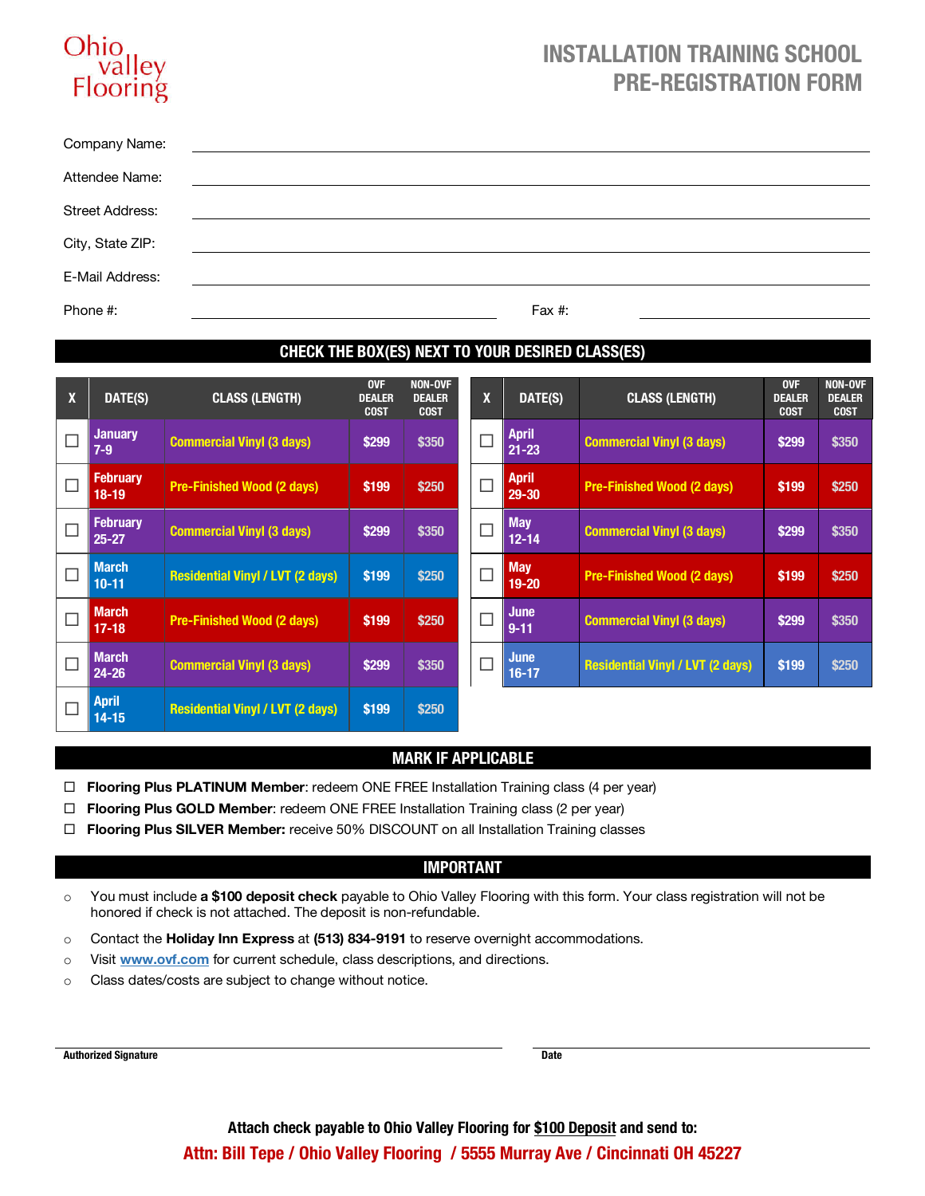Ohio valley Flooring

# INSTALLATION TRAINING SCHOOL PRE-REGISTRATION FORM

Company Name: ______________________________

Attendee Name: ______________________________

Street Address: ______________________________

City, State ZIP: ______________________________

E-Mail Address: ______________________________

Phone #: ______________________ Fax #: ______________________

## CHECK THE BOX(ES) NEXT TO YOUR DESIRED CLASS(ES)

| X | DATE(S) | CLASS (LENGTH) | OVF DEALER COST | NON-OVF DEALER COST |
|---|---|---|---|---|
| ☐ | January 7-9 | Commercial Vinyl (3 days) | $299 | $350 |
| ☐ | February 18-19 | Pre-Finished Wood (2 days) | $199 | $250 |
| ☐ | February 25-27 | Commercial Vinyl (3 days) | $299 | $350 |
| ☐ | March 10-11 | Residential Vinyl / LVT (2 days) | $199 | $250 |
| ☐ | March 17-18 | Pre-Finished Wood (2 days) | $199 | $250 |
| ☐ | March 24-26 | Commercial Vinyl (3 days) | $299 | $350 |
| ☐ | April 14-15 | Residential Vinyl / LVT (2 days) | $199 | $250 |
| ☐ | April 21-23 | Commercial Vinyl (3 days) | $299 | $350 |
| ☐ | April 29-30 | Pre-Finished Wood (2 days) | $199 | $250 |
| ☐ | May 12-14 | Commercial Vinyl (3 days) | $299 | $350 |
| ☐ | May 19-20 | Pre-Finished Wood (2 days) | $199 | $250 |
| ☐ | June 9-11 | Commercial Vinyl (3 days) | $299 | $350 |
| ☐ | June 16-17 | Residential Vinyl / LVT (2 days) | $199 | $250 |

## MARK IF APPLICABLE

- ☐ **Flooring Plus PLATINUM Member**: redeem ONE FREE Installation Training class (4 per year)
- ☐ **Flooring Plus GOLD Member**: redeem ONE FREE Installation Training class (2 per year)
- ☐ **Flooring Plus SILVER Member:** receive 50% DISCOUNT on all Installation Training classes

## IMPORTANT

- You must include **a $100 deposit check** payable to Ohio Valley Flooring with this form. Your class registration will not be honored if check is not attached. The deposit is non-refundable.
- Contact the **Holiday Inn Express** at **(513) 834-9191** to reserve overnight accommodations.
- Visit www.ovf.com for current schedule, class descriptions, and directions.
- Class dates/costs are subject to change without notice.

**Authorized Signature** ______________________ **Date** ______________________

**Attach check payable to Ohio Valley Flooring for $100 Deposit and send to:**

**Attn: Bill Tepe / Ohio Valley Flooring / 5555 Murray Ave / Cincinnati OH 45227**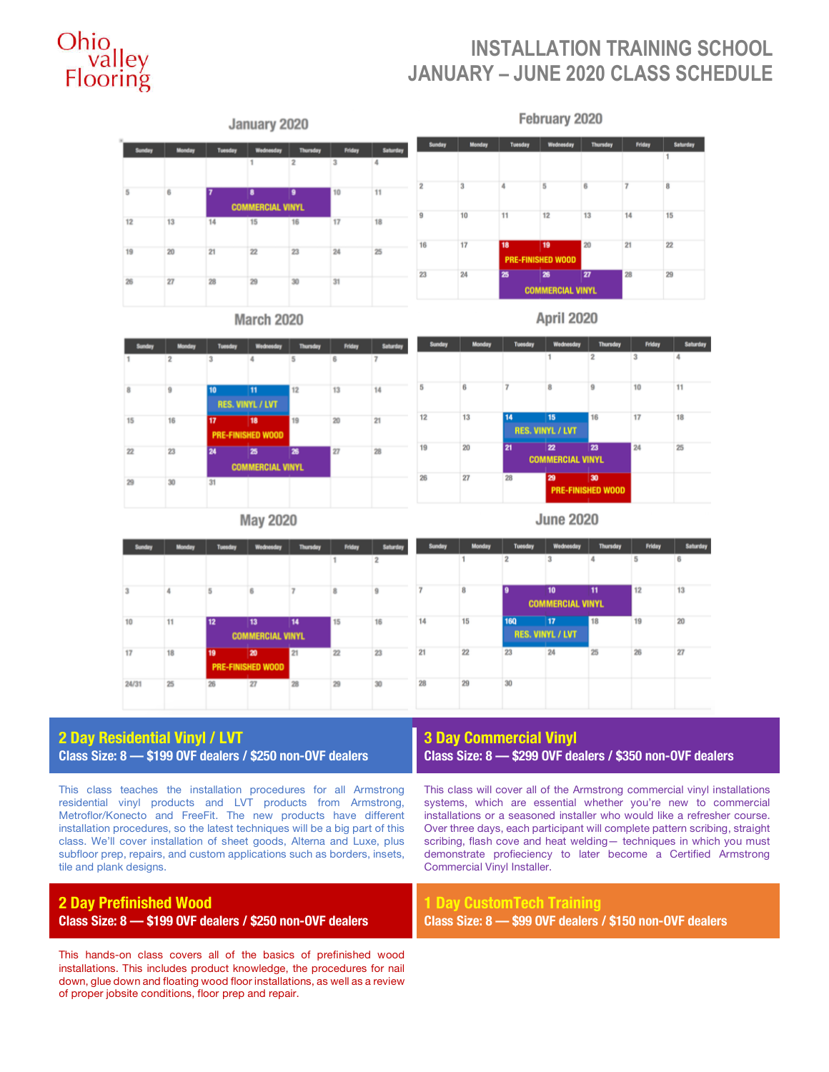Ohio valley Flooring

# INSTALLATION TRAINING SCHOOL
# JANUARY – JUNE 2020 CLASS SCHEDULE

## January 2020

| Sunday | Monday | Tuesday | Wednesday | Thursday | Friday | Saturday |
|---|---|---|---|---|---|---|
| | | | 1 | 2 | 3 | 4 |
| 5 | 6 | 7 COMMERCIAL VINYL | 8 COMMERCIAL VINYL | 9 COMMERCIAL VINYL | 10 | 11 |
| 12 | 13 | 14 | 15 | 16 | 17 | 18 |
| 19 | 20 | 21 | 22 | 23 | 24 | 25 |
| 26 | 27 | 28 | 29 | 30 | 31 | |

## February 2020

| Sunday | Monday | Tuesday | Wednesday | Thursday | Friday | Saturday |
|---|---|---|---|---|---|---|
| | | | | | | 1 |
| 2 | 3 | 4 | 5 | 6 | 7 | 8 |
| 9 | 10 | 11 | 12 | 13 | 14 | 15 |
| 16 | 17 | 18 PRE-FINISHED WOOD | 19 PRE-FINISHED WOOD | 20 | 21 | 22 |
| 23 | 24 | 25 COMMERCIAL VINYL | 26 COMMERCIAL VINYL | 27 COMMERCIAL VINYL | 28 | 29 |

## March 2020

| Sunday | Monday | Tuesday | Wednesday | Thursday | Friday | Saturday |
|---|---|---|---|---|---|---|
| 1 | 2 | 3 | 4 | 5 | 6 | 7 |
| 8 | 9 | 10 RES. VINYL / LVT | 11 RES. VINYL / LVT | 12 | 13 | 14 |
| 15 | 16 | 17 PRE-FINISHED WOOD | 18 PRE-FINISHED WOOD | 19 | 20 | 21 |
| 22 | 23 | 24 COMMERCIAL VINYL | 25 COMMERCIAL VINYL | 26 COMMERCIAL VINYL | 27 | 28 |
| 29 | 30 | 31 | | | | |

## April 2020

| Sunday | Monday | Tuesday | Wednesday | Thursday | Friday | Saturday |
|---|---|---|---|---|---|---|
| | | | 1 | 2 | 3 | 4 |
| 5 | 6 | 7 | 8 | 9 | 10 | 11 |
| 12 | 13 | 14 RES. VINYL / LVT | 15 RES. VINYL / LVT | 16 | 17 | 18 |
| 19 | 20 | 21 COMMERCIAL VINYL | 22 COMMERCIAL VINYL | 23 COMMERCIAL VINYL | 24 | 25 |
| 26 | 27 | 28 | 29 PRE-FINISHED WOOD | 30 PRE-FINISHED WOOD | | |

## May 2020

| Sunday | Monday | Tuesday | Wednesday | Thursday | Friday | Saturday |
|---|---|---|---|---|---|---|
| | | | | | 1 | 2 |
| 3 | 4 | 5 | 6 | 7 | 8 | 9 |
| 10 | 11 | 12 COMMERCIAL VINYL | 13 COMMERCIAL VINYL | 14 COMMERCIAL VINYL | 15 | 16 |
| 17 | 18 | 19 PRE-FINISHED WOOD | 20 PRE-FINISHED WOOD | 21 | 22 | 23 |
| 24/31 | 25 | 26 | 27 | 28 | 29 | 30 |

## June 2020

| Sunday | Monday | Tuesday | Wednesday | Thursday | Friday | Saturday |
|---|---|---|---|---|---|---|
| | 1 | 2 | 3 | 4 | 5 | 6 |
| 7 | 8 | 9 COMMERCIAL VINYL | 10 COMMERCIAL VINYL | 11 COMMERCIAL VINYL | 12 | 13 |
| 14 | 15 | 16Q RES. VINYL / LVT | 17 RES. VINYL / LVT | 18 | 19 | 20 |
| 21 | 22 | 23 | 24 | 25 | 26 | 27 |
| 28 | 29 | 30 | | | | |

## 2 Day Residential Vinyl / LVT

**Class Size: 8 — $199 OVF dealers / $250 non-OVF dealers**

This class teaches the installation procedures for all Armstrong residential vinyl products and LVT products from Armstrong, Metroflor/Konecto and FreeFit. The new products have different installation procedures, so the latest techniques will be a big part of this class. We'll cover installation of sheet goods, Alterna and Luxe, plus subfloor prep, repairs, and custom applications such as borders, insets, tile and plank designs.

## 3 Day Commercial Vinyl

**Class Size: 8 — $299 OVF dealers / $350 non-OVF dealers**

This class will cover all of the Armstrong commercial vinyl installations systems, which are essential whether you're new to commercial installations or a seasoned installer who would like a refresher course. Over three days, each participant will complete pattern scribing, straight scribing, flash cove and heat welding— techniques in which you must demonstrate profieciency to later become a Certified Armstrong Commercial Vinyl Installer.

## 2 Day Prefinished Wood

**Class Size: 8 — $199 OVF dealers / $250 non-OVF dealers**

This hands-on class covers all of the basics of prefinished wood installations. This includes product knowledge, the procedures for nail down, glue down and floating wood floor installations, as well as a review of proper jobsite conditions, floor prep and repair.

## 1 Day CustomTech Training

**Class Size: 8 — $99 OVF dealers / $150 non-OVF dealers**